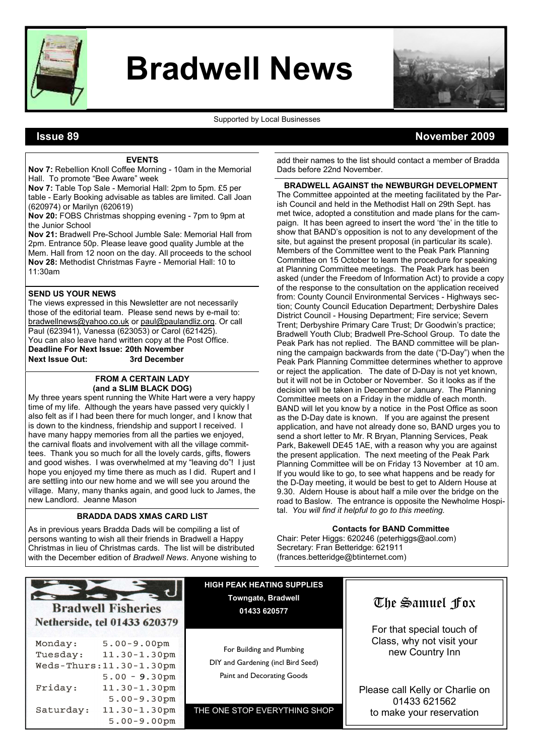# Bradwell News

Supported by Local Businesses

**Issue 89** **November 2009**

## EVENTS

**Nov 7:** Rebellion Knoll Coffee Morning - 10am in the Memorial Hall. To promote "Bee Aware" week

**Nov 7:** Table Top Sale - Memorial Hall: 2pm to 5pm. £5 per table - Early Booking advisable as tables are limited. Call Joan (620974) or Marilyn (620619)

**Nov 20:** FOBS Christmas shopping evening - 7pm to 9pm at the Junior School

**Nov 21:** Bradwell Pre-School Jumble Sale: Memorial Hall from 2pm. Entrance 50p. Please leave good quality Jumble at the Mem. Hall from 12 noon on the day. All proceeds to the school

**Nov 28:** Methodist Christmas Fayre - Memorial Hall: 10 to 11:30am

## SEND US YOUR NEWS

The views expressed in this Newsletter are not necessarily those of the editorial team. Please send news by e-mail to: bradwellnews@yahoo.co.uk or paul@paulandliz.org. Or call Paul (623941), Vanessa (623053) or Carol (621425). You can also leave hand written copy at the Post Office.

**Deadline For Next Issue: 20th November**

**Next Issue Out: 3rd December**

## FROM A CERTAIN LADY (and a SLIM BLACK DOG)

My three years spent running the White Hart were a very happy time of my life. Although the years have passed very quickly I also felt as if I had been there for much longer, and I know that is down to the kindness, friendship and support I received. I have many happy memories from all the parties we enjoyed, the carnival floats and involvement with all the village committees. Thank you so much for all the lovely cards, gifts, flowers and good wishes. I was overwhelmed at my "leaving do"! I just hope you enjoyed my time there as much as I did. Rupert and I are settling into our new home and we will see you around the village. Many, many thanks again, and good luck to James, the new Landlord. Jeanne Mason

## BRADDA DADS XMAS CARD LIST

As in previous years Bradda Dads will be compiling a list of persons wanting to wish all their friends in Bradwell a Happy Christmas in lieu of Christmas cards. The list will be distributed with the December edition of *Bradwell News*. Anyone wishing to add their names to the list should contact a member of Bradda Dads before 22nd November.

## BRADWELL AGAINST the NEWBURGH DEVELOPMENT

The Committee appointed at the meeting facilitated by the Parish Council and held in the Methodist Hall on 29th Sept. has met twice, adopted a constitution and made plans for the campaign. It has been agreed to insert the word 'the' in the title to show that BAND's opposition is not to any development of the site, but against the present proposal (in particular its scale). Members of the Committee went to the Peak Park Planning Committee on 15 October to learn the procedure for speaking at Planning Committee meetings. The Peak Park has been asked (under the Freedom of Information Act) to provide a copy of the response to the consultation on the application received from: County Council Environmental Services - Highways section; County Council Education Department; Derbyshire Dales District Council - Housing Department; Fire service; Severn Trent; Derbyshire Primary Care Trust; Dr Goodwin's practice; Bradwell Youth Club; Bradwell Pre-School Group. To date the Peak Park has not replied. The BAND committee will be planning the campaign backwards from the date ("D-Day") when the Peak Park Planning Committee determines whether to approve or reject the application. The date of D-Day is not yet known, but it will not be in October or November. So it looks as if the decision will be taken in December or January. The Planning Committee meets on a Friday in the middle of each month. BAND will let you know by a notice in the Post Office as soon as the D-Day date is known. If you are against the present application, and have not already done so, BAND urges you to send a short letter to Mr. R Bryan, Planning Services, Peak Park, Bakewell DE45 1AE, with a reason why you are against the present application. The next meeting of the Peak Park Planning Committee will be on Friday 13 November at 10 am. If you would like to go, to see what happens and be ready for the D-Day meeting, it would be best to get to Aldern House at 9.30. Aldern House is about half a mile over the bridge on the road to Baslow. The entrance is opposite the Newholme Hospital. *You will find it helpful to go to this meeting.*

**Contacts for BAND Committee**

Chair: Peter Higgs: 620246 (peterhiggs@aol.com)
Secretary: Fran Betteridge: 621911 (frances.betteridge@btinternet.com)

---

**Bradwell Fisheries**
**Netherside, tel 01433 620379**

| | |
|---|---|
| Monday: | 5.00-9.00pm |
| Tuesday: | 11.30-1.30pm |
| Weds-Thurs: | 11.30-1.30pm<br>5.00 - 9.30pm |
| Friday: | 11.30-1.30pm<br>5.00-9.30pm |
| Saturday: | 11.30-1.30pm<br>5.00-9.00pm |

---

**HIGH PEAK HEATING SUPPLIES**
**Towngate, Bradwell**
**01433 620577**

For Building and Plumbing
DIY and Gardening (incl Bird Seed)
Paint and Decorating Goods

THE ONE STOP EVERYTHING SHOP

---

**The Samuel Fox**

For that special touch of Class, why not visit your new Country Inn

Please call Kelly or Charlie on 01433 621562 to make your reservation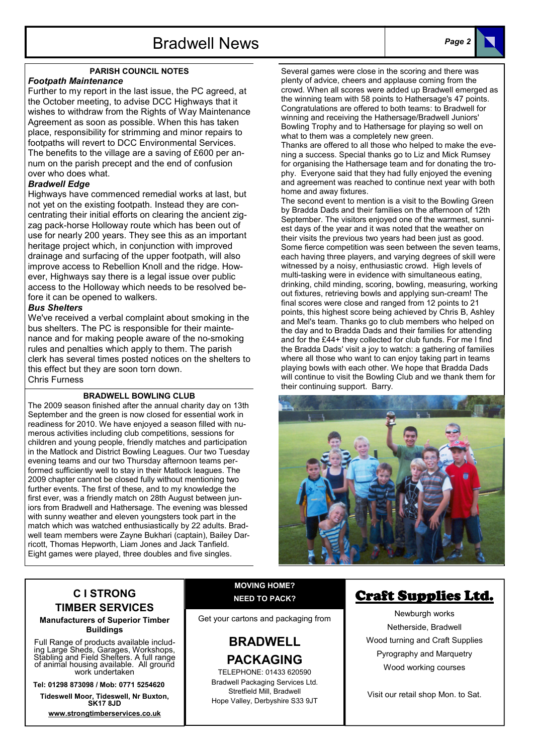## PARISH COUNCIL NOTES

### *Footpath Maintenance*

Further to my report in the last issue, the PC agreed, at the October meeting, to advise DCC Highways that it wishes to withdraw from the Rights of Way Maintenance Agreement as soon as possible. When this has taken place, responsibility for strimming and minor repairs to footpaths will revert to DCC Environmental Services. The benefits to the village are a saving of £600 per annum on the parish precept and the end of confusion over who does what.

### *Bradwell Edge*

Highways have commenced remedial works at last, but not yet on the existing footpath. Instead they are concentrating their initial efforts on clearing the ancient zigzag pack-horse Holloway route which has been out of use for nearly 200 years. They see this as an important heritage project which, in conjunction with improved drainage and surfacing of the upper footpath, will also improve access to Rebellion Knoll and the ridge. However, Highways say there is a legal issue over public access to the Holloway which needs to be resolved before it can be opened to walkers.

### *Bus Shelters*

We've received a verbal complaint about smoking in the bus shelters. The PC is responsible for their maintenance and for making people aware of the no-smoking rules and penalties which apply to them. The parish clerk has several times posted notices on the shelters to this effect but they are soon torn down.

Chris Furness

## BRADWELL BOWLING CLUB

The 2009 season finished after the annual charity day on 13th September and the green is now closed for essential work in readiness for 2010. We have enjoyed a season filled with numerous activities including club competitions, sessions for children and young people, friendly matches and participation in the Matlock and District Bowling Leagues. Our two Tuesday evening teams and our two Thursday afternoon teams performed sufficiently well to stay in their Matlock leagues. The 2009 chapter cannot be closed fully without mentioning two further events. The first of these, and to my knowledge the first ever, was a friendly match on 28th August between juniors from Bradwell and Hathersage. The evening was blessed with sunny weather and eleven youngsters took part in the match which was watched enthusiastically by 22 adults. Bradwell team members were Zayne Bukhari (captain), Bailey Darricott, Thomas Hepworth, Liam Jones and Jack Tanfield. Eight games were played, three doubles and five singles.

Several games were close in the scoring and there was plenty of advice, cheers and applause coming from the crowd. When all scores were added up Bradwell emerged as the winning team with 58 points to Hathersage's 47 points. Congratulations are offered to both teams: to Bradwell for winning and receiving the Hathersage/Bradwell Juniors' Bowling Trophy and to Hathersage for playing so well on what to them was a completely new green.

Thanks are offered to all those who helped to make the evening a success. Special thanks go to Liz and Mick Rumsey for organising the Hathersage team and for donating the trophy. Everyone said that they had fully enjoyed the evening and agreement was reached to continue next year with both home and away fixtures.

The second event to mention is a visit to the Bowling Green by Bradda Dads and their families on the afternoon of 12th September. The visitors enjoyed one of the warmest, sunniest days of the year and it was noted that the weather on their visits the previous two years had been just as good. Some fierce competition was seen between the seven teams, each having three players, and varying degrees of skill were witnessed by a noisy, enthusiastic crowd. High levels of multi-tasking were in evidence with simultaneous eating, drinking, child minding, scoring, bowling, measuring, working out fixtures, retrieving bowls and applying sun-cream! The final scores were close and ranged from 12 points to 21 points, this highest score being achieved by Chris B, Ashley and Mel's team. Thanks go to club members who helped on the day and to Bradda Dads and their families for attending and for the £44+ they collected for club funds. For me I find the Bradda Dads' visit a joy to watch: a gathering of families where all those who want to can enjoy taking part in teams playing bowls with each other. We hope that Bradda Dads will continue to visit the Bowling Club and we thank them for their continuing support. Barry.

---

**C I STRONG TIMBER SERVICES**

**Manufacturers of Superior Timber Buildings**

Full Range of products available including Large Sheds, Garages, Workshops, Stabling and Field Shelters. A full range of animal housing available. All ground work undertaken

**Tel: 01298 873098 / Mob: 0771 5254620**

**Tideswell Moor, Tideswell, Nr Buxton, SK17 8JD**

**www.strongtimberservices.co.uk**

---

**MOVING HOME? NEED TO PACK?**

Get your cartons and packaging from

**BRADWELL PACKAGING**

TELEPHONE: 01433 620590

Bradwell Packaging Services Ltd.
Stretfield Mill, Bradwell
Hope Valley, Derbyshire S33 9JT

---

**Craft Supplies Ltd.**

Newburgh works
Netherside, Bradwell
Wood turning and Craft Supplies
Pyrography and Marquetry
Wood working courses

Visit our retail shop Mon. to Sat.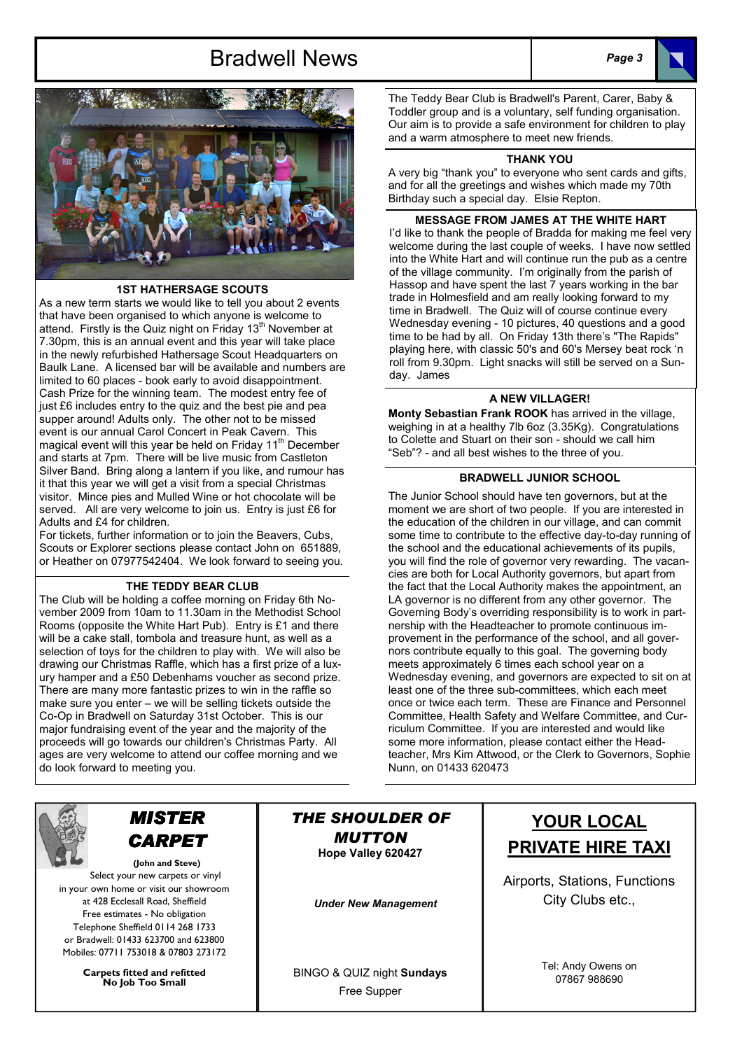### 1ST HATHERSAGE SCOUTS

As a new term starts we would like to tell you about 2 events that have been organised to which anyone is welcome to attend. Firstly is the Quiz night on Friday 13th November at 7.30pm, this is an annual event and this year will take place in the newly refurbished Hathersage Scout Headquarters on Baulk Lane. A licensed bar will be available and numbers are limited to 60 places - book early to avoid disappointment. Cash Prize for the winning team. The modest entry fee of just £6 includes entry to the quiz and the best pie and pea supper around! Adults only. The other not to be missed event is our annual Carol Concert in Peak Cavern. This magical event will this year be held on Friday 11th December and starts at 7pm. There will be live music from Castleton Silver Band. Bring along a lantern if you like, and rumour has it that this year we will get a visit from a special Christmas visitor. Mince pies and Mulled Wine or hot chocolate will be served. All are very welcome to join us. Entry is just £6 for Adults and £4 for children.

For tickets, further information or to join the Beavers, Cubs, Scouts or Explorer sections please contact John on 651889, or Heather on 07977542404. We look forward to seeing you.

### THE TEDDY BEAR CLUB

The Club will be holding a coffee morning on Friday 6th November 2009 from 10am to 11.30am in the Methodist School Rooms (opposite the White Hart Pub). Entry is £1 and there will be a cake stall, tombola and treasure hunt, as well as a selection of toys for the children to play with. We will also be drawing our Christmas Raffle, which has a first prize of a luxury hamper and a £50 Debenhams voucher as second prize. There are many more fantastic prizes to win in the raffle so make sure you enter – we will be selling tickets outside the Co-Op in Bradwell on Saturday 31st October. This is our major fundraising event of the year and the majority of the proceeds will go towards our children's Christmas Party. All ages are very welcome to attend our coffee morning and we do look forward to meeting you.

The Teddy Bear Club is Bradwell's Parent, Carer, Baby & Toddler group and is a voluntary, self funding organisation. Our aim is to provide a safe environment for children to play and a warm atmosphere to meet new friends.

### THANK YOU

A very big "thank you" to everyone who sent cards and gifts, and for all the greetings and wishes which made my 70th Birthday such a special day. Elsie Repton.

### MESSAGE FROM JAMES AT THE WHITE HART

I'd like to thank the people of Bradda for making me feel very welcome during the last couple of weeks. I have now settled into the White Hart and will continue run the pub as a centre of the village community. I'm originally from the parish of Hassop and have spent the last 7 years working in the bar trade in Holmesfield and am really looking forward to my time in Bradwell. The Quiz will of course continue every Wednesday evening - 10 pictures, 40 questions and a good time to be had by all. On Friday 13th there's "The Rapids" playing here, with classic 50's and 60's Mersey beat rock 'n roll from 9.30pm. Light snacks will still be served on a Sunday. James

### A NEW VILLAGER!

**Monty Sebastian Frank ROOK** has arrived in the village, weighing in at a healthy 7lb 6oz (3.35Kg). Congratulations to Colette and Stuart on their son - should we call him "Seb"? - and all best wishes to the three of you.

### BRADWELL JUNIOR SCHOOL

The Junior School should have ten governors, but at the moment we are short of two people. If you are interested in the education of the children in our village, and can commit some time to contribute to the effective day-to-day running of the school and the educational achievements of its pupils, you will find the role of governor very rewarding. The vacancies are both for Local Authority governors, but apart from the fact that the Local Authority makes the appointment, an LA governor is no different from any other governor. The Governing Body's overriding responsibility is to work in partnership with the Headteacher to promote continuous improvement in the performance of the school, and all governors contribute equally to this goal. The governing body meets approximately 6 times each school year on a Wednesday evening, and governors are expected to sit on at least one of the three sub-committees, which each meet once or twice each term. These are Finance and Personnel Committee, Health Safety and Welfare Committee, and Curriculum Committee. If you are interested and would like some more information, please contact either the Headteacher, Mrs Kim Attwood, or the Clerk to Governors, Sophie Nunn, on 01433 620473

---

**MISTER CARPET**

**(John and Steve)**

Select your new carpets or vinyl
in your own home or visit our showroom
at 428 Ecclesall Road, Sheffield
Free estimates - No obligation
Telephone Sheffield 0114 268 1733
or Bradwell: 01433 623700 and 623800
Mobiles: 07711 753018 & 07803 273172

**Carpets fitted and refitted**
**No Job Too Small**

---

***THE SHOULDER OF MUTTON***

**Hope Valley 620427**

***Under New Management***

BINGO & QUIZ night **Sundays**

Free Supper

---

**YOUR LOCAL PRIVATE HIRE TAXI**

Airports, Stations, Functions
City Clubs etc.,

Tel: Andy Owens on
07867 988690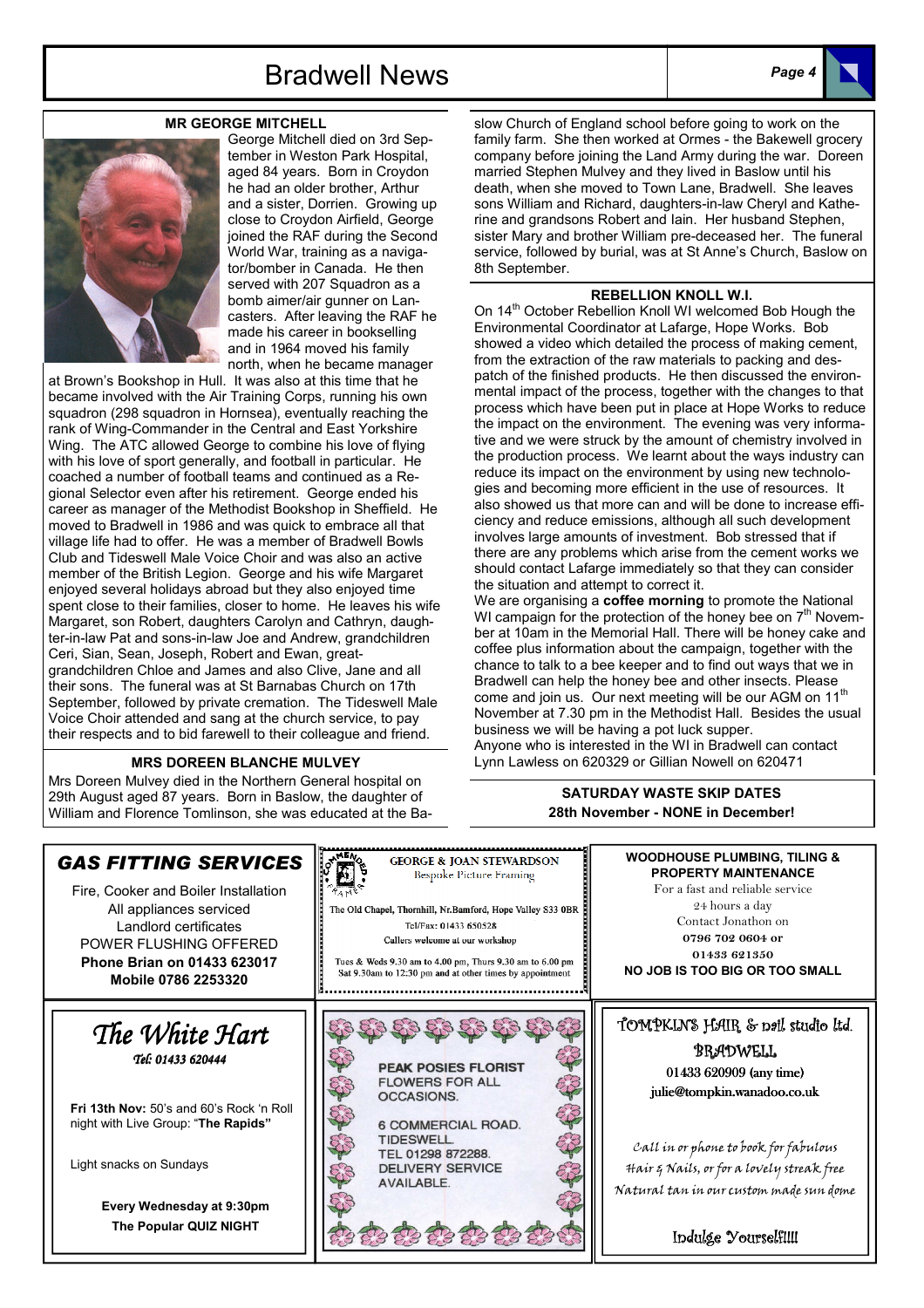### MR GEORGE MITCHELL

George Mitchell died on 3rd September in Weston Park Hospital, aged 84 years. Born in Croydon he had an older brother, Arthur and a sister, Dorrien. Growing up close to Croydon Airfield, George joined the RAF during the Second World War, training as a navigator/bomber in Canada. He then served with 207 Squadron as a bomb aimer/air gunner on Lancasters. After leaving the RAF he made his career in bookselling and in 1964 moved his family north, when he became manager at Brown's Bookshop in Hull. It was also at this time that he became involved with the Air Training Corps, running his own squadron (298 squadron in Hornsea), eventually reaching the rank of Wing-Commander in the Central and East Yorkshire Wing. The ATC allowed George to combine his love of flying with his love of sport generally, and football in particular. He coached a number of football teams and continued as a Regional Selector even after his retirement. George ended his career as manager of the Methodist Bookshop in Sheffield. He moved to Bradwell in 1986 and was quick to embrace all that village life had to offer. He was a member of Bradwell Bowls Club and Tideswell Male Voice Choir and was also an active member of the British Legion. George and his wife Margaret enjoyed several holidays abroad but they also enjoyed time spent close to their families, closer to home. He leaves his wife Margaret, son Robert, daughters Carolyn and Cathryn, daughter-in-law Pat and sons-in-law Joe and Andrew, grandchildren Ceri, Sian, Sean, Joseph, Robert and Ewan, great-grandchildren Chloe and James and also Clive, Jane and all their sons. The funeral was at St Barnabas Church on 17th September, followed by private cremation. The Tideswell Male Voice Choir attended and sang at the church service, to pay their respects and to bid farewell to their colleague and friend.

### MRS DOREEN BLANCHE MULVEY

Mrs Doreen Mulvey died in the Northern General hospital on 29th August aged 87 years. Born in Baslow, the daughter of William and Florence Tomlinson, she was educated at the Baslow Church of England school before going to work on the family farm. She then worked at Ormes - the Bakewell grocery company before joining the Land Army during the war. Doreen married Stephen Mulvey and they lived in Baslow until his death, when she moved to Town Lane, Bradwell. She leaves sons William and Richard, daughters-in-law Cheryl and Katherine and grandsons Robert and Iain. Her husband Stephen, sister Mary and brother William pre-deceased her. The funeral service, followed by burial, was at St Anne's Church, Baslow on 8th September.

### REBELLION KNOLL W.I.

On 14th October Rebellion Knoll WI welcomed Bob Hough the Environmental Coordinator at Lafarge, Hope Works. Bob showed a video which detailed the process of making cement, from the extraction of the raw materials to packing and despatch of the finished products. He then discussed the environmental impact of the process, together with the changes to that process which have been put in place at Hope Works to reduce the impact on the environment. The evening was very informative and we were struck by the amount of chemistry involved in the production process. We learnt about the ways industry can reduce its impact on the environment by using new technologies and becoming more efficient in the use of resources. It also showed us that more can and will be done to increase efficiency and reduce emissions, although all such development involves large amounts of investment. Bob stressed that if there are any problems which arise from the cement works we should contact Lafarge immediately so that they can consider the situation and attempt to correct it.

We are organising a **coffee morning** to promote the National WI campaign for the protection of the honey bee on 7th November at 10am in the Memorial Hall. There will be honey cake and coffee plus information about the campaign, together with the chance to talk to a bee keeper and to find out ways that we in Bradwell can help the honey bee and other insects. Please come and join us. Our next meeting will be our AGM on 11th November at 7.30 pm in the Methodist Hall. Besides the usual business we will be having a pot luck supper.

Anyone who is interested in the WI in Bradwell can contact Lynn Lawless on 620329 or Gillian Nowell on 620471

**SATURDAY WASTE SKIP DATES**
**28th November - NONE in December!**

---

## *GAS FITTING SERVICES*

Fire, Cooker and Boiler Installation
All appliances serviced
Landlord certificates
POWER FLUSHING OFFERED
**Phone Brian on 01433 623017**
**Mobile 0786 2253320**

---

**GEORGE & JOAN STEWARDSON**
Bespoke Picture Framing

The Old Chapel, Thornhill, Nr.Bamford, Hope Valley S33 0BR
Tel/Fax: 01433 650528
Callers welcome at our workshop

Tues & Weds 9.30 am to 4.00 pm, Thurs 9.30 am to 6.00 pm
Sat 9.30am to 12:30 pm and at other times by appointment

---

**WOODHOUSE PLUMBING, TILING & PROPERTY MAINTENANCE**

For a fast and reliable service
24 hours a day
Contact Jonathon on
**0796 702 0604 or**
**01433 621350**
**NO JOB IS TOO BIG OR TOO SMALL**

---

## *The White Hart*

*Tel: 01433 620444*

**Fri 13th Nov:** 50's and 60's Rock 'n Roll night with Live Group: "**The Rapids"**

Light snacks on Sundays

**Every Wednesday at 9:30pm**
**The Popular QUIZ NIGHT**

---

**PEAK POSIES FLORIST**
FLOWERS FOR ALL OCCASIONS.

6 COMMERCIAL ROAD.
TIDESWELL.
TEL 01298 872288.
DELIVERY SERVICE AVAILABLE.

---

TOMPKINS HAIR & nail studio ltd.
BRADWELL
01433 620909 (any time)
julie@tompkin.wanadoo.co.uk

*Call in or phone to book for fabulous Hair & Nails, or for a lovely streak free Natural tan in our custom made sun dome*

Indulge Yourself!!!!